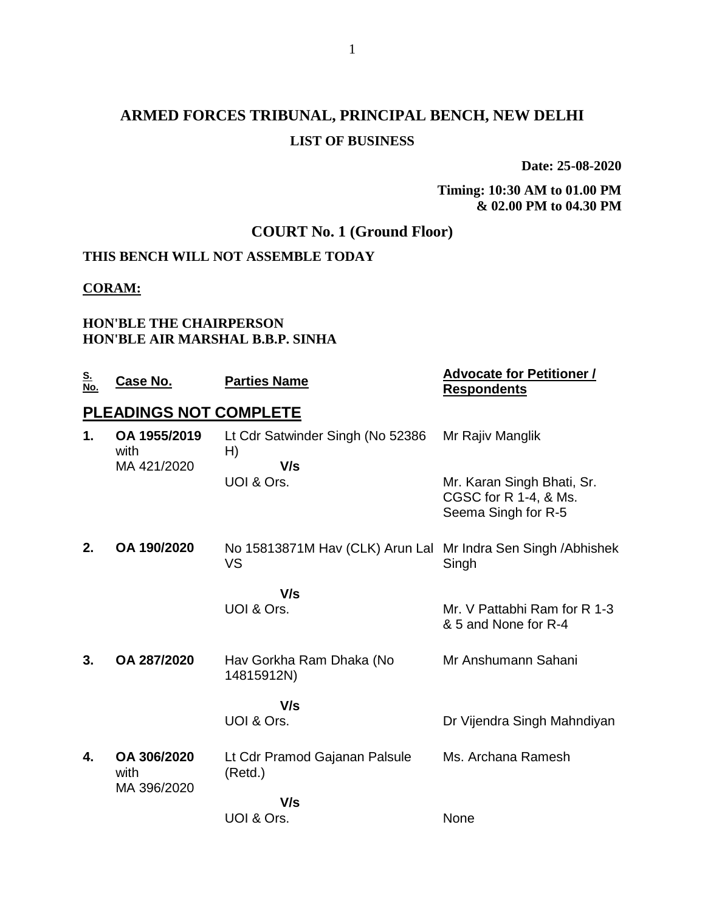# ARMED FORCES TRIBUNAL, PRINCIPAL BENCH, NEW DELHI

## LIST OF BUSINESS

**Date: 25-08-2020**

**Timing: 10:30 AM to 01.00 PM & 02.00 PM to 04.30 PM**

## COURT No. 1 (Ground Floor)

**THIS BENCH WILL NOT ASSEMBLE TODAY**

**CORAM:**

**HON'BLE THE CHAIRPERSON**
**HON'BLE AIR MARSHAL B.B.P. SINHA**

| S. No. | Case No. | Parties Name | Advocate for Petitioner / Respondents |
|---|---|---|---|
| **PLEADINGS NOT COMPLETE** | | | |
| **1.** | **OA 1955/2019** with MA 421/2020 | Lt Cdr Satwinder Singh (No 52386 H) **V/s** UOI & Ors. | Mr Rajiv Manglik<br><br>Mr. Karan Singh Bhati, Sr. CGSC for R 1-4, & Ms. Seema Singh for R-5 |
| **2.** | **OA 190/2020** | No 15813871M Hav (CLK) Arun Lal VS **V/s** UOI & Ors. | Mr Indra Sen Singh /Abhishek Singh<br><br>Mr. V Pattabhi Ram for R 1-3 & 5 and None for R-4 |
| **3.** | **OA 287/2020** | Hav Gorkha Ram Dhaka (No 14815912N) **V/s** UOI & Ors. | Mr Anshumann Sahani<br><br>Dr Vijendra Singh Mahndiyan |
| **4.** | **OA 306/2020** with MA 396/2020 | Lt Cdr Pramod Gajanan Palsule (Retd.) **V/s** UOI & Ors. | Ms. Archana Ramesh<br><br>None |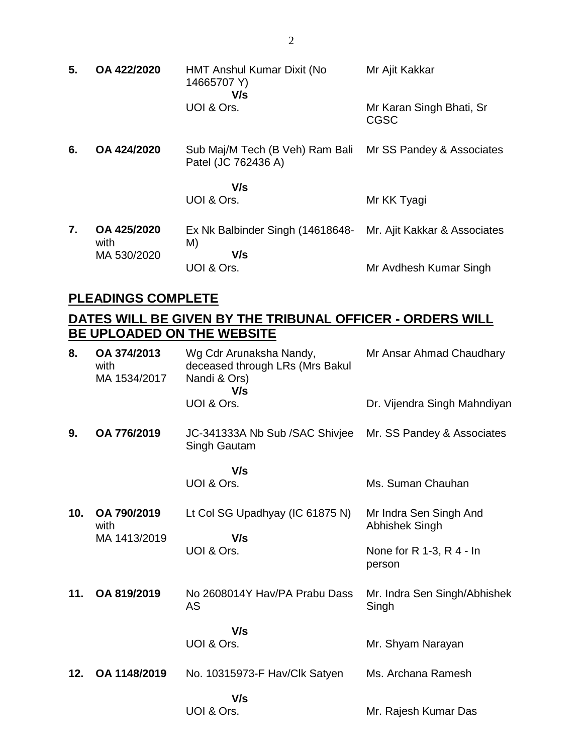| | | | |
|---|---|---|---|
| **5.** | **OA 422/2020** | HMT Anshul Kumar Dixit (No 14665707 Y)<br>**V/s**<br>UOI & Ors. | Mr Ajit Kakkar<br><br>Mr Karan Singh Bhati, Sr CGSC |
| **6.** | **OA 424/2020** | Sub Maj/M Tech (B Veh) Ram Bali Patel (JC 762436 A)<br>**V/s**<br>UOI & Ors. | Mr SS Pandey & Associates<br><br>Mr KK Tyagi |
| **7.** | **OA 425/2020** with MA 530/2020 | Ex Nk Balbinder Singh (14618648-M)<br>**V/s**<br>UOI & Ors. | Mr. Ajit Kakkar & Associates<br><br>Mr Avdhesh Kumar Singh |

## PLEADINGS COMPLETE

## DATES WILL BE GIVEN BY THE TRIBUNAL OFFICER - ORDERS WILL BE UPLOADED ON THE WEBSITE

| | | | |
|---|---|---|---|
| **8.** | **OA 374/2013** with MA 1534/2017 | Wg Cdr Arunaksha Nandy, deceased through LRs (Mrs Bakul Nandi & Ors)<br>**V/s**<br>UOI & Ors. | Mr Ansar Ahmad Chaudhary<br><br>Dr. Vijendra Singh Mahndiyan |
| **9.** | **OA 776/2019** | JC-341333A Nb Sub /SAC Shivjee Singh Gautam<br>**V/s**<br>UOI & Ors. | Mr. SS Pandey & Associates<br><br>Ms. Suman Chauhan |
| **10.** | **OA 790/2019** with MA 1413/2019 | Lt Col SG Upadhyay (IC 61875 N)<br>**V/s**<br>UOI & Ors. | Mr Indra Sen Singh And Abhishek Singh<br><br>None for R 1-3, R 4 - In person |
| **11.** | **OA 819/2019** | No 2608014Y Hav/PA Prabu Dass AS<br>**V/s**<br>UOI & Ors. | Mr. Indra Sen Singh/Abhishek Singh<br><br>Mr. Shyam Narayan |
| **12.** | **OA 1148/2019** | No. 10315973-F Hav/Clk Satyen<br>**V/s**<br>UOI & Ors. | Ms. Archana Ramesh<br><br>Mr. Rajesh Kumar Das |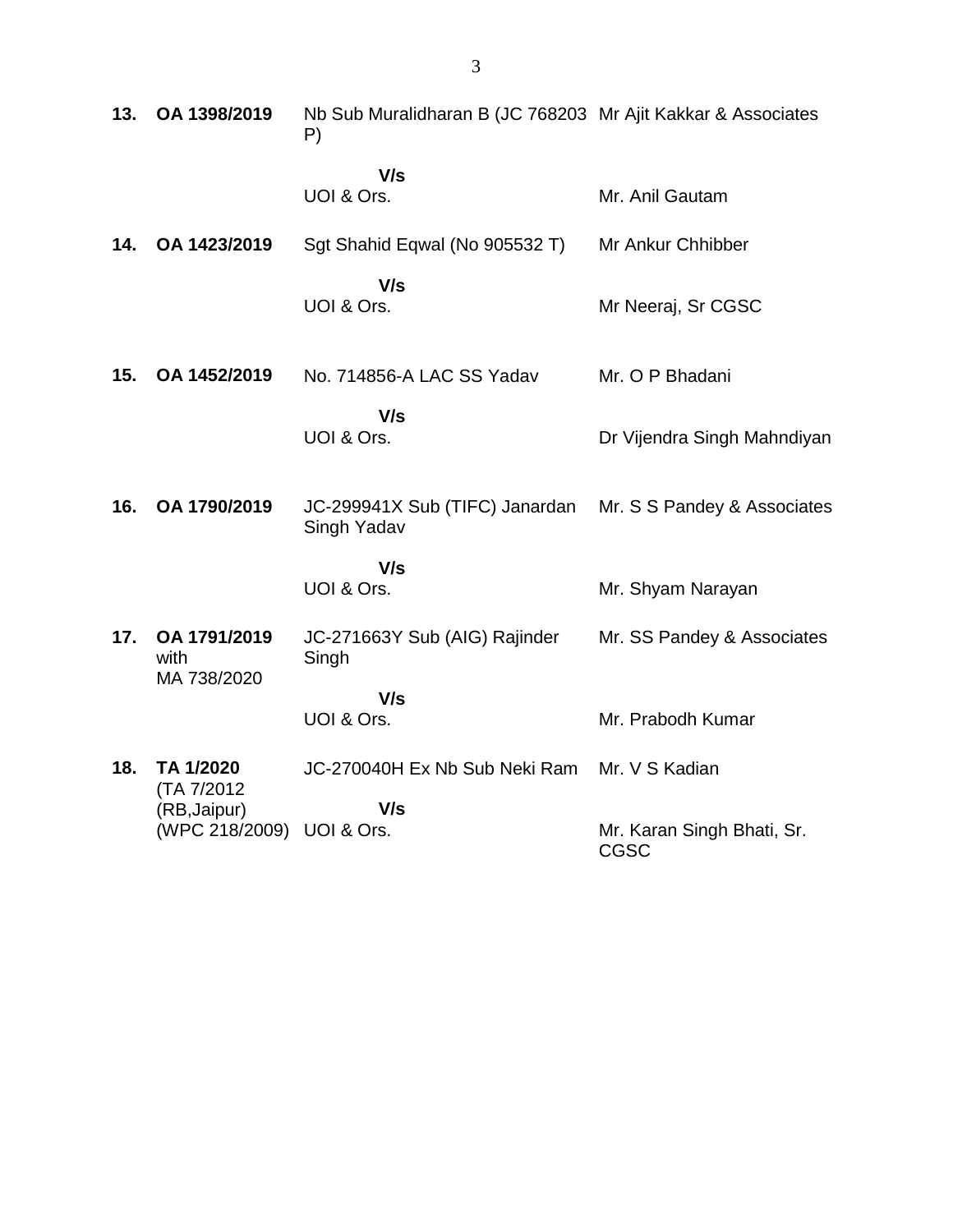| | | | |
|---|---|---|---|
| **13.** | **OA 1398/2019** | Nb Sub Muralidharan B (JC 768203 P) | Mr Ajit Kakkar & Associates |
| | | **V/s** | |
| | | UOI & Ors. | Mr. Anil Gautam |
| **14.** | **OA 1423/2019** | Sgt Shahid Eqwal (No 905532 T) | Mr Ankur Chhibber |
| | | **V/s** | |
| | | UOI & Ors. | Mr Neeraj, Sr CGSC |
| **15.** | **OA 1452/2019** | No. 714856-A LAC SS Yadav | Mr. O P Bhadani |
| | | **V/s** | |
| | | UOI & Ors. | Dr Vijendra Singh Mahndiyan |
| **16.** | **OA 1790/2019** | JC-299941X Sub (TIFC) Janardan Singh Yadav | Mr. S S Pandey & Associates |
| | | **V/s** | |
| | | UOI & Ors. | Mr. Shyam Narayan |
| **17.** | **OA 1791/2019** with MA 738/2020 | JC-271663Y Sub (AIG) Rajinder Singh | Mr. SS Pandey & Associates |
| | | **V/s** | |
| | | UOI & Ors. | Mr. Prabodh Kumar |
| **18.** | **TA 1/2020** (TA 7/2012 (RB,Jaipur) (WPC 218/2009) | JC-270040H Ex Nb Sub Neki Ram | Mr. V S Kadian |
| | | **V/s** | |
| | | UOI & Ors. | Mr. Karan Singh Bhati, Sr. CGSC |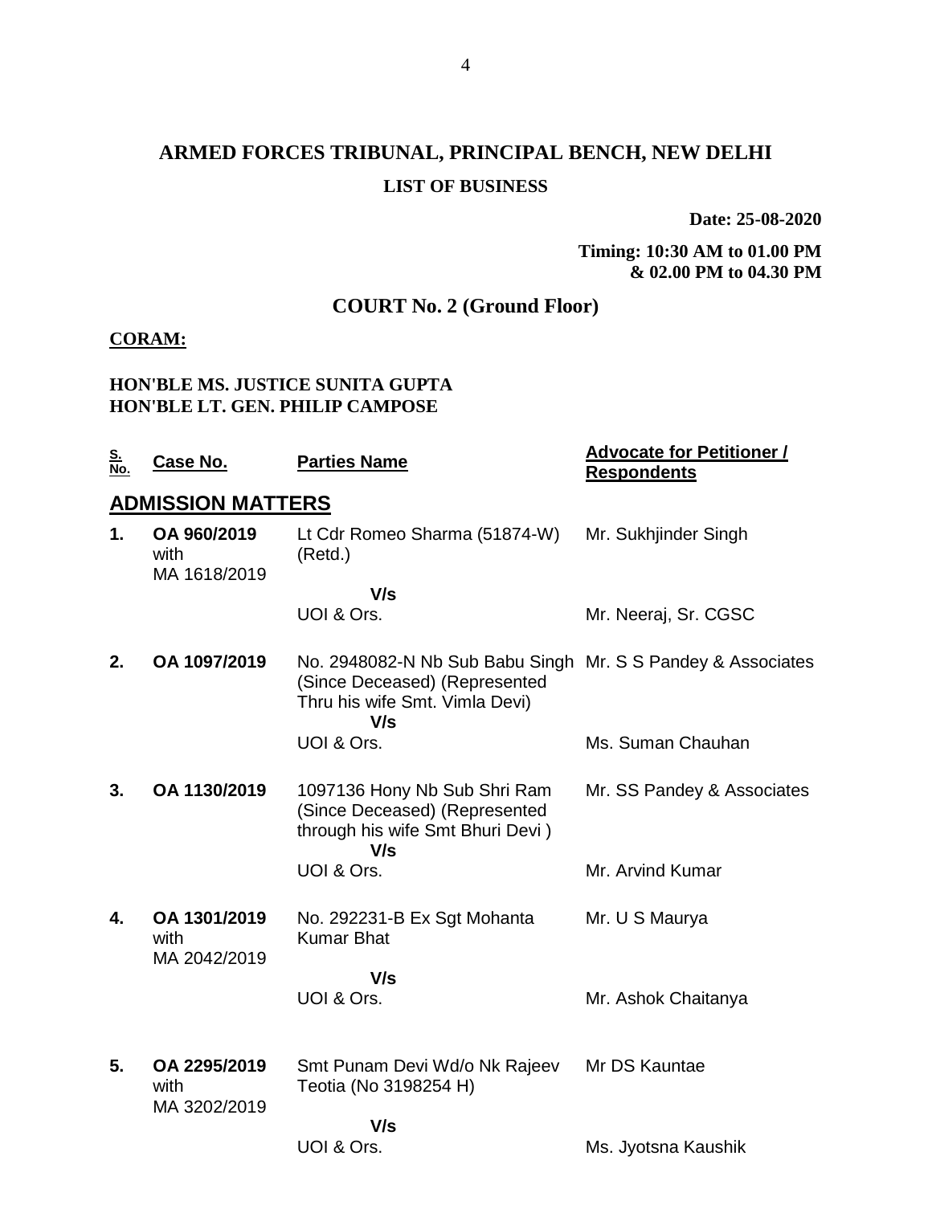# ARMED FORCES TRIBUNAL, PRINCIPAL BENCH, NEW DELHI

## LIST OF BUSINESS

**Date: 25-08-2020**

**Timing: 10:30 AM to 01.00 PM & 02.00 PM to 04.30 PM**

## COURT No. 2 (Ground Floor)

**CORAM:**

**HON'BLE MS. JUSTICE SUNITA GUPTA**
**HON'BLE LT. GEN. PHILIP CAMPOSE**

| S. No. | Case No. | Parties Name | Advocate for Petitioner / Respondents |
|---|---|---|---|
| **ADMISSION MATTERS** | | | |
| **1.** | **OA 960/2019** with MA 1618/2019 | Lt Cdr Romeo Sharma (51874-W) (Retd.) | Mr. Sukhjinder Singh |
| | | **V/s** | |
| | | UOI & Ors. | Mr. Neeraj, Sr. CGSC |
| **2.** | **OA 1097/2019** | No. 2948082-N Nb Sub Babu Singh (Since Deceased) (Represented Thru his wife Smt. Vimla Devi) | Mr. S S Pandey & Associates |
| | | **V/s** | |
| | | UOI & Ors. | Ms. Suman Chauhan |
| **3.** | **OA 1130/2019** | 1097136 Hony Nb Sub Shri Ram (Since Deceased) (Represented through his wife Smt Bhuri Devi ) | Mr. SS Pandey & Associates |
| | | **V/s** | |
| | | UOI & Ors. | Mr. Arvind Kumar |
| **4.** | **OA 1301/2019** with MA 2042/2019 | No. 292231-B Ex Sgt Mohanta Kumar Bhat | Mr. U S Maurya |
| | | **V/s** | |
| | | UOI & Ors. | Mr. Ashok Chaitanya |
| **5.** | **OA 2295/2019** with MA 3202/2019 | Smt Punam Devi Wd/o Nk Rajeev Teotia (No 3198254 H) | Mr DS Kauntae |
| | | **V/s** | |
| | | UOI & Ors. | Ms. Jyotsna Kaushik |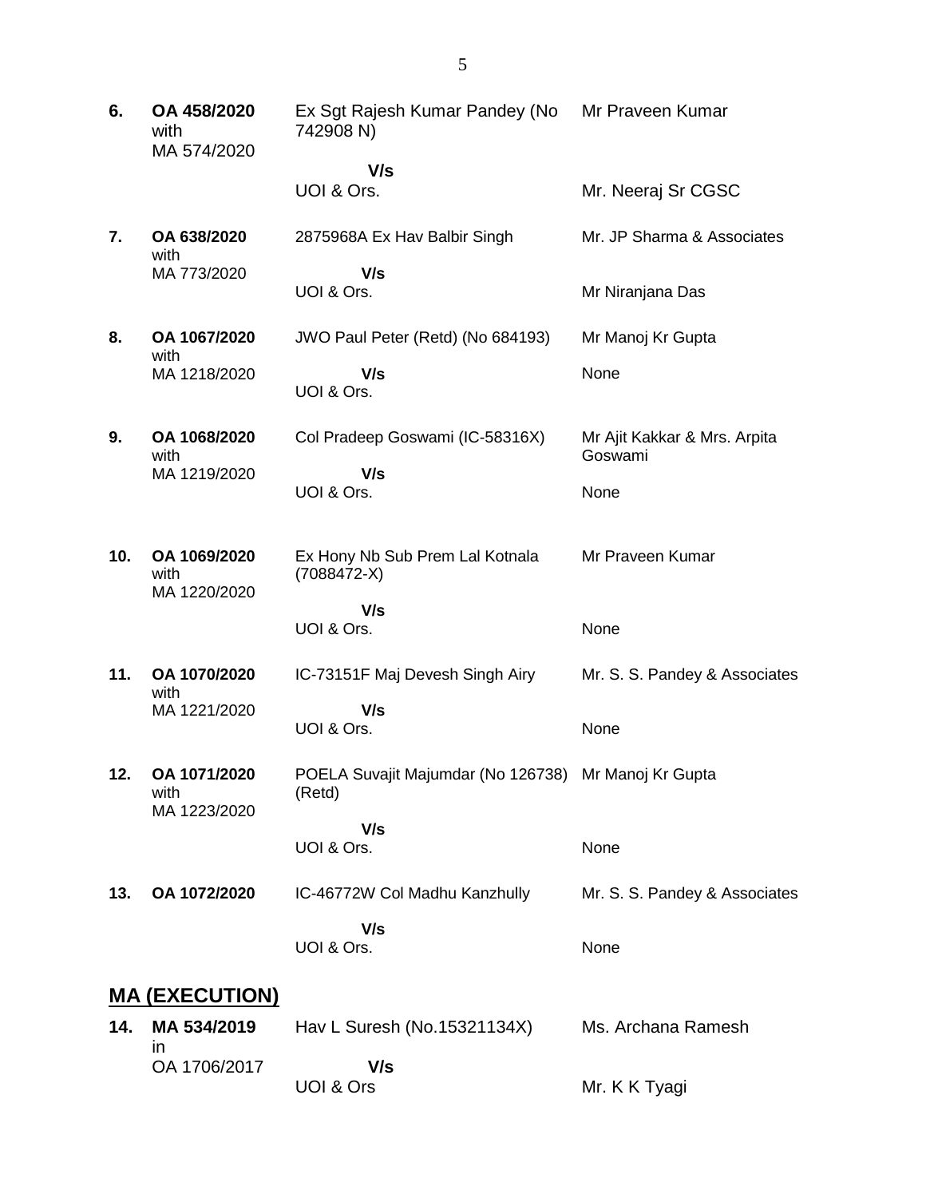| | | | |
|---|---|---|---|
| **6.** | **OA 458/2020** with MA 574/2020 | Ex Sgt Rajesh Kumar Pandey (No 742908 N) | Mr Praveen Kumar |
| | | **V/s** UOI & Ors. | Mr. Neeraj Sr CGSC |
| **7.** | **OA 638/2020** with MA 773/2020 | 2875968A Ex Hav Balbir Singh | Mr. JP Sharma & Associates |
| | | **V/s** UOI & Ors. | Mr Niranjana Das |
| **8.** | **OA 1067/2020** with MA 1218/2020 | JWO Paul Peter (Retd) (No 684193) | Mr Manoj Kr Gupta |
| | | **V/s** UOI & Ors. | None |
| **9.** | **OA 1068/2020** with MA 1219/2020 | Col Pradeep Goswami (IC-58316X) | Mr Ajit Kakkar & Mrs. Arpita Goswami |
| | | **V/s** UOI & Ors. | None |
| **10.** | **OA 1069/2020** with MA 1220/2020 | Ex Hony Nb Sub Prem Lal Kotnala (7088472-X) | Mr Praveen Kumar |
| | | **V/s** UOI & Ors. | None |
| **11.** | **OA 1070/2020** with MA 1221/2020 | IC-73151F Maj Devesh Singh Airy | Mr. S. S. Pandey & Associates |
| | | **V/s** UOI & Ors. | None |
| **12.** | **OA 1071/2020** with MA 1223/2020 | POELA Suvajit Majumdar (No 126738) (Retd) | Mr Manoj Kr Gupta |
| | | **V/s** UOI & Ors. | None |
| **13.** | **OA 1072/2020** | IC-46772W Col Madhu Kanzhully | Mr. S. S. Pandey & Associates |
| | | **V/s** UOI & Ors. | None |

## MA (EXECUTION)

| | | | |
|---|---|---|---|
| **14.** | **MA 534/2019** in OA 1706/2017 | Hav L Suresh (No.15321134X) | Ms. Archana Ramesh |
| | | **V/s** UOI & Ors | Mr. K K Tyagi |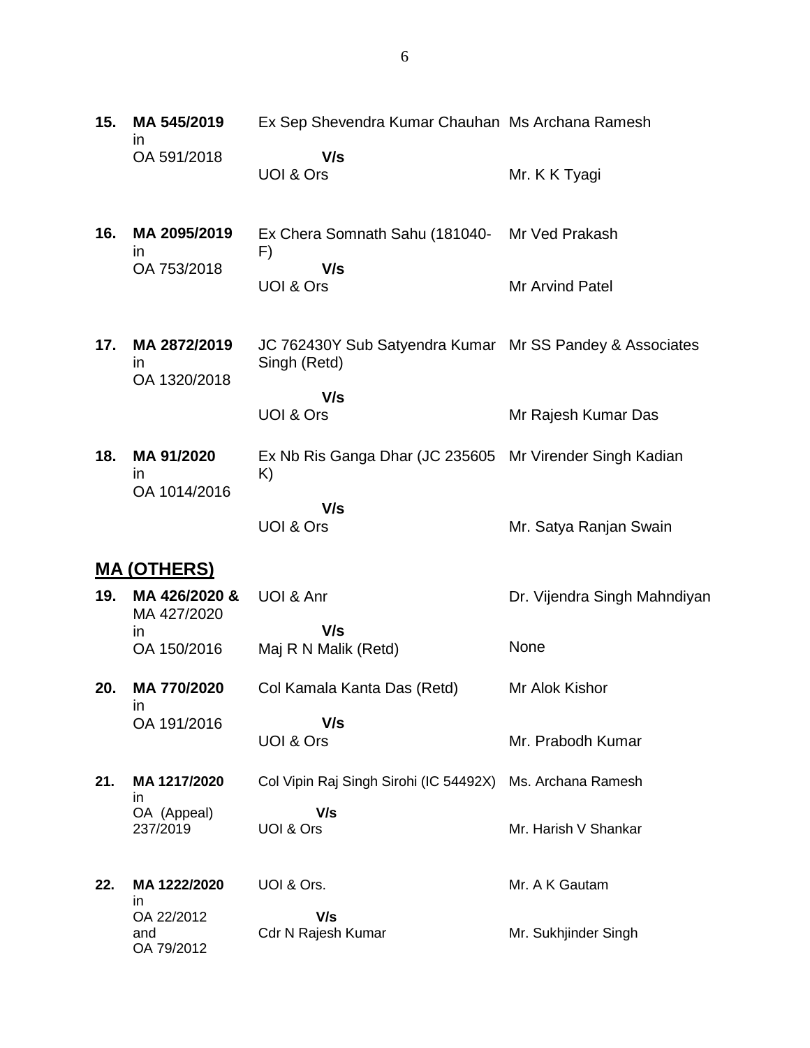| | | | |
|---|---|---|---|
| **15.** | **MA 545/2019** in OA 591/2018 | Ex Sep Shevendra Kumar Chauhan **V/s** UOI & Ors | Ms Archana Ramesh<br><br>Mr. K K Tyagi |
| **16.** | **MA 2095/2019** in OA 753/2018 | Ex Chera Somnath Sahu (181040-F) **V/s** UOI & Ors | Mr Ved Prakash<br><br>Mr Arvind Patel |
| **17.** | **MA 2872/2019** in OA 1320/2018 | JC 762430Y Sub Satyendra Kumar Singh (Retd) **V/s** UOI & Ors | Mr SS Pandey & Associates<br><br>Mr Rajesh Kumar Das |
| **18.** | **MA 91/2020** in OA 1014/2016 | Ex Nb Ris Ganga Dhar (JC 235605 K) **V/s** UOI & Ors | Mr Virender Singh Kadian<br><br>Mr. Satya Ranjan Swain |

## MA (OTHERS)

| | | | |
|---|---|---|---|
| **19.** | **MA 426/2020 &** MA 427/2020 in OA 150/2016 | UOI & Anr **V/s** Maj R N Malik (Retd) | Dr. Vijendra Singh Mahndiyan<br><br>None |
| **20.** | **MA 770/2020** in OA 191/2016 | Col Kamala Kanta Das (Retd) **V/s** UOI & Ors | Mr Alok Kishor<br><br>Mr. Prabodh Kumar |
| **21.** | **MA 1217/2020** in OA (Appeal) 237/2019 | Col Vipin Raj Singh Sirohi (IC 54492X) **V/s** UOI & Ors | Ms. Archana Ramesh<br><br>Mr. Harish V Shankar |
| **22.** | **MA 1222/2020** in OA 22/2012 and OA 79/2012 | UOI & Ors. **V/s** Cdr N Rajesh Kumar | Mr. A K Gautam<br><br>Mr. Sukhjinder Singh |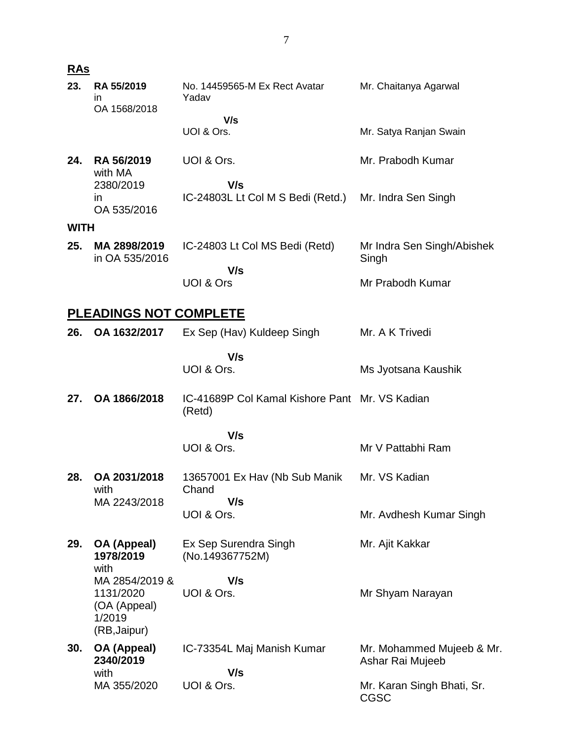## RAs

| | | | |
|---|---|---|---|
| **23.** | **RA 55/2019** in OA 1568/2018 | No. 14459565-M Ex Rect Avatar Yadav **V/s** UOI & Ors. | Mr. Chaitanya Agarwal<br><br>Mr. Satya Ranjan Swain |
| **24.** | **RA 56/2019** with MA 2380/2019 in OA 535/2016 | UOI & Ors. **V/s** IC-24803L Lt Col M S Bedi (Retd.) | Mr. Prabodh Kumar<br><br>Mr. Indra Sen Singh |

**WITH**

| | | | |
|---|---|---|---|
| **25.** | **MA 2898/2019** in OA 535/2016 | IC-24803 Lt Col MS Bedi (Retd) **V/s** UOI & Ors | Mr Indra Sen Singh/Abishek Singh<br><br>Mr Prabodh Kumar |

## PLEADINGS NOT COMPLETE

| | | | |
|---|---|---|---|
| **26.** | **OA 1632/2017** | Ex Sep (Hav) Kuldeep Singh **V/s** UOI & Ors. | Mr. A K Trivedi<br><br>Ms Jyotsana Kaushik |
| **27.** | **OA 1866/2018** | IC-41689P Col Kamal Kishore Pant (Retd) **V/s** UOI & Ors. | Mr. VS Kadian<br><br>Mr V Pattabhi Ram |
| **28.** | **OA 2031/2018** with MA 2243/2018 | 13657001 Ex Hav (Nb Sub Manik Chand **V/s** UOI & Ors. | Mr. VS Kadian<br><br>Mr. Avdhesh Kumar Singh |
| **29.** | **OA (Appeal) 1978/2019** with MA 2854/2019 & 1131/2020 (OA (Appeal) 1/2019 (RB,Jaipur) | Ex Sep Surendra Singh (No.149367752M) **V/s** UOI & Ors. | Mr. Ajit Kakkar<br><br>Mr Shyam Narayan |
| **30.** | **OA (Appeal) 2340/2019** with MA 355/2020 | IC-73354L Maj Manish Kumar **V/s** UOI & Ors. | Mr. Mohammed Mujeeb & Mr. Ashar Rai Mujeeb<br><br>Mr. Karan Singh Bhati, Sr. CGSC |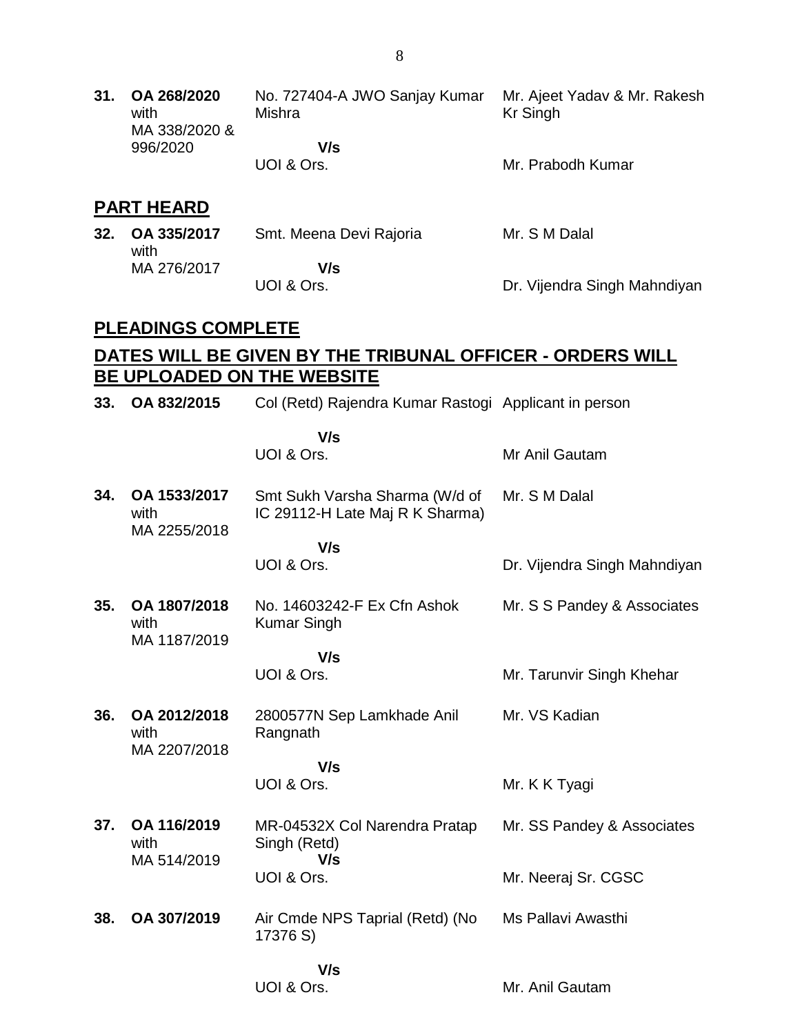| | | | |
|---|---|---|---|
| **31.** | **OA 268/2020** with MA 338/2020 & 996/2020 | No. 727404-A JWO Sanjay Kumar Mishra | Mr. Ajeet Yadav & Mr. Rakesh Kr Singh |
| | | **V/s** UOI & Ors. | Mr. Prabodh Kumar |

## PART HEARD

| | | | |
|---|---|---|---|
| **32.** | **OA 335/2017** with MA 276/2017 | Smt. Meena Devi Rajoria | Mr. S M Dalal |
| | | **V/s** UOI & Ors. | Dr. Vijendra Singh Mahndiyan |

## PLEADINGS COMPLETE

## DATES WILL BE GIVEN BY THE TRIBUNAL OFFICER - ORDERS WILL BE UPLOADED ON THE WEBSITE

| | | | |
|---|---|---|---|
| **33.** | **OA 832/2015** | Col (Retd) Rajendra Kumar Rastogi | Applicant in person |
| | | **V/s** UOI & Ors. | Mr Anil Gautam |
| **34.** | **OA 1533/2017** with MA 2255/2018 | Smt Sukh Varsha Sharma (W/d of IC 29112-H Late Maj R K Sharma) | Mr. S M Dalal |
| | | **V/s** UOI & Ors. | Dr. Vijendra Singh Mahndiyan |
| **35.** | **OA 1807/2018** with MA 1187/2019 | No. 14603242-F Ex Cfn Ashok Kumar Singh | Mr. S S Pandey & Associates |
| | | **V/s** UOI & Ors. | Mr. Tarunvir Singh Khehar |
| **36.** | **OA 2012/2018** with MA 2207/2018 | 2800577N Sep Lamkhade Anil Rangnath | Mr. VS Kadian |
| | | **V/s** UOI & Ors. | Mr. K K Tyagi |
| **37.** | **OA 116/2019** with MA 514/2019 | MR-04532X Col Narendra Pratap Singh (Retd) | Mr. SS Pandey & Associates |
| | | **V/s** UOI & Ors. | Mr. Neeraj Sr. CGSC |
| **38.** | **OA 307/2019** | Air Cmde NPS Taprial (Retd) (No 17376 S) | Ms Pallavi Awasthi |
| | | **V/s** UOI & Ors. | Mr. Anil Gautam |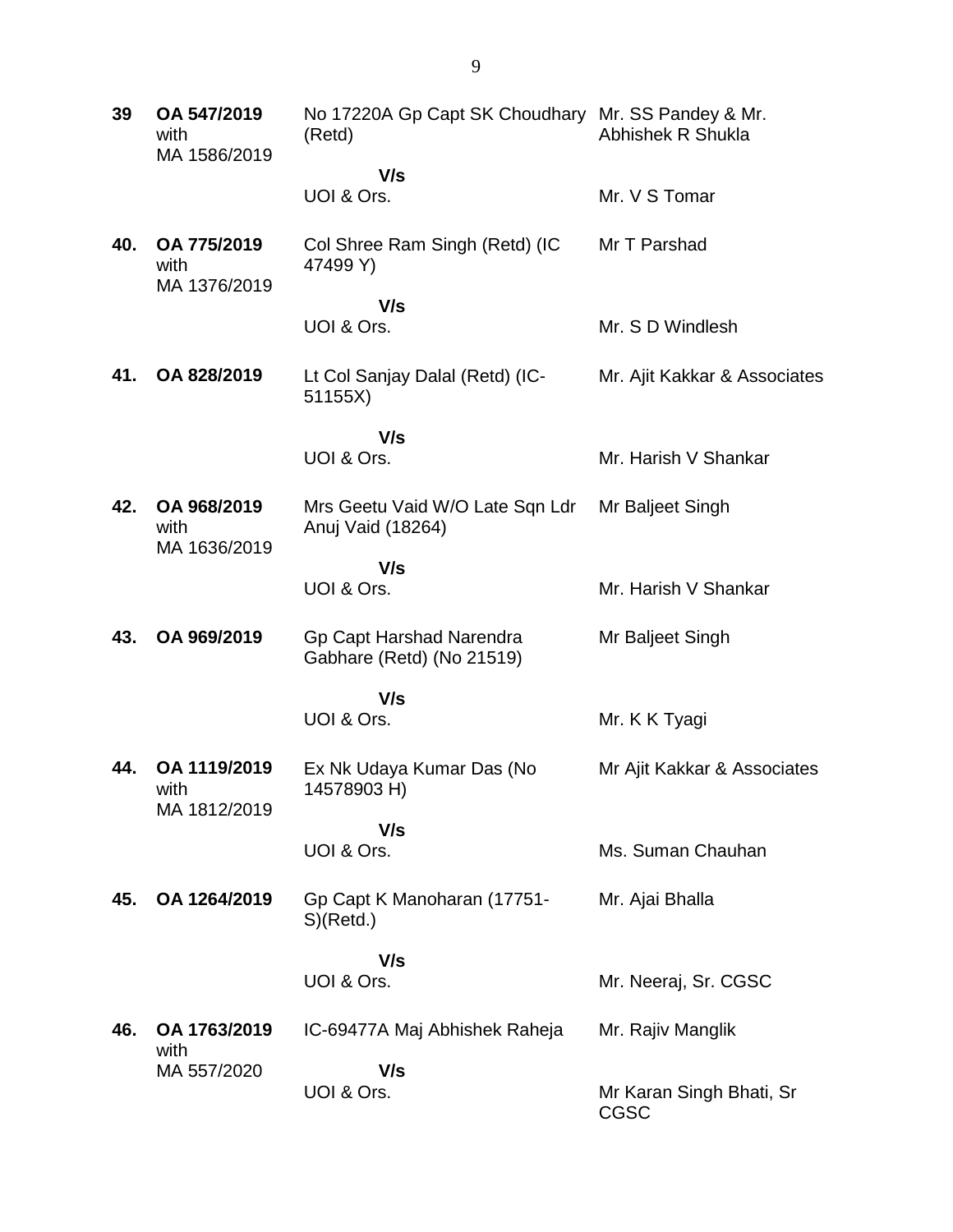| | | | |
|---|---|---|---|
| **39** | **OA 547/2019** with MA 1586/2019 | No 17220A Gp Capt SK Choudhary (Retd) | Mr. SS Pandey & Mr. Abhishek R Shukla |
| | | **V/s** UOI & Ors. | Mr. V S Tomar |
| **40.** | **OA 775/2019** with MA 1376/2019 | Col Shree Ram Singh (Retd) (IC 47499 Y) | Mr T Parshad |
| | | **V/s** UOI & Ors. | Mr. S D Windlesh |
| **41.** | **OA 828/2019** | Lt Col Sanjay Dalal (Retd) (IC-51155X) | Mr. Ajit Kakkar & Associates |
| | | **V/s** UOI & Ors. | Mr. Harish V Shankar |
| **42.** | **OA 968/2019** with MA 1636/2019 | Mrs Geetu Vaid W/O Late Sqn Ldr Anuj Vaid (18264) | Mr Baljeet Singh |
| | | **V/s** UOI & Ors. | Mr. Harish V Shankar |
| **43.** | **OA 969/2019** | Gp Capt Harshad Narendra Gabhare (Retd) (No 21519) | Mr Baljeet Singh |
| | | **V/s** UOI & Ors. | Mr. K K Tyagi |
| **44.** | **OA 1119/2019** with MA 1812/2019 | Ex Nk Udaya Kumar Das (No 14578903 H) | Mr Ajit Kakkar & Associates |
| | | **V/s** UOI & Ors. | Ms. Suman Chauhan |
| **45.** | **OA 1264/2019** | Gp Capt K Manoharan (17751-S)(Retd.) | Mr. Ajai Bhalla |
| | | **V/s** UOI & Ors. | Mr. Neeraj, Sr. CGSC |
| **46.** | **OA 1763/2019** with MA 557/2020 | IC-69477A Maj Abhishek Raheja | Mr. Rajiv Manglik |
| | | **V/s** UOI & Ors. | Mr Karan Singh Bhati, Sr CGSC |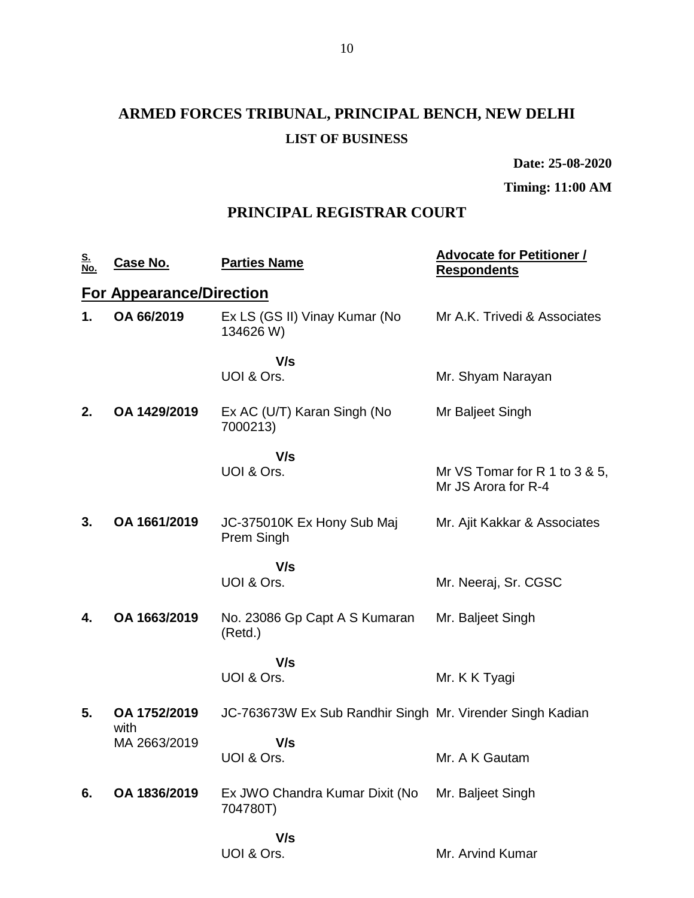# ARMED FORCES TRIBUNAL, PRINCIPAL BENCH, NEW DELHI

**LIST OF BUSINESS**

**Date: 25-08-2020**

**Timing: 11:00 AM**

## PRINCIPAL REGISTRAR COURT

| S. No. | Case No. | Parties Name | Advocate for Petitioner / Respondents |
|---|---|---|---|
| **For Appearance/Direction** | | | |
| **1.** | **OA 66/2019** | Ex LS (GS II) Vinay Kumar (No 134626 W)<br>**V/s**<br>UOI & Ors. | Mr A.K. Trivedi & Associates<br><br>Mr. Shyam Narayan |
| **2.** | **OA 1429/2019** | Ex AC (U/T) Karan Singh (No 7000213)<br>**V/s**<br>UOI & Ors. | Mr Baljeet Singh<br><br>Mr VS Tomar for R 1 to 3 & 5, Mr JS Arora for R-4 |
| **3.** | **OA 1661/2019** | JC-375010K Ex Hony Sub Maj Prem Singh<br>**V/s**<br>UOI & Ors. | Mr. Ajit Kakkar & Associates<br><br>Mr. Neeraj, Sr. CGSC |
| **4.** | **OA 1663/2019** | No. 23086 Gp Capt A S Kumaran (Retd.)<br>**V/s**<br>UOI & Ors. | Mr. Baljeet Singh<br><br>Mr. K K Tyagi |
| **5.** | **OA 1752/2019** with MA 2663/2019 | JC-763673W Ex Sub Randhir Singh<br>**V/s**<br>UOI & Ors. | Mr. Virender Singh Kadian<br><br>Mr. A K Gautam |
| **6.** | **OA 1836/2019** | Ex JWO Chandra Kumar Dixit (No 704780T)<br>**V/s**<br>UOI & Ors. | Mr. Baljeet Singh<br><br>Mr. Arvind Kumar |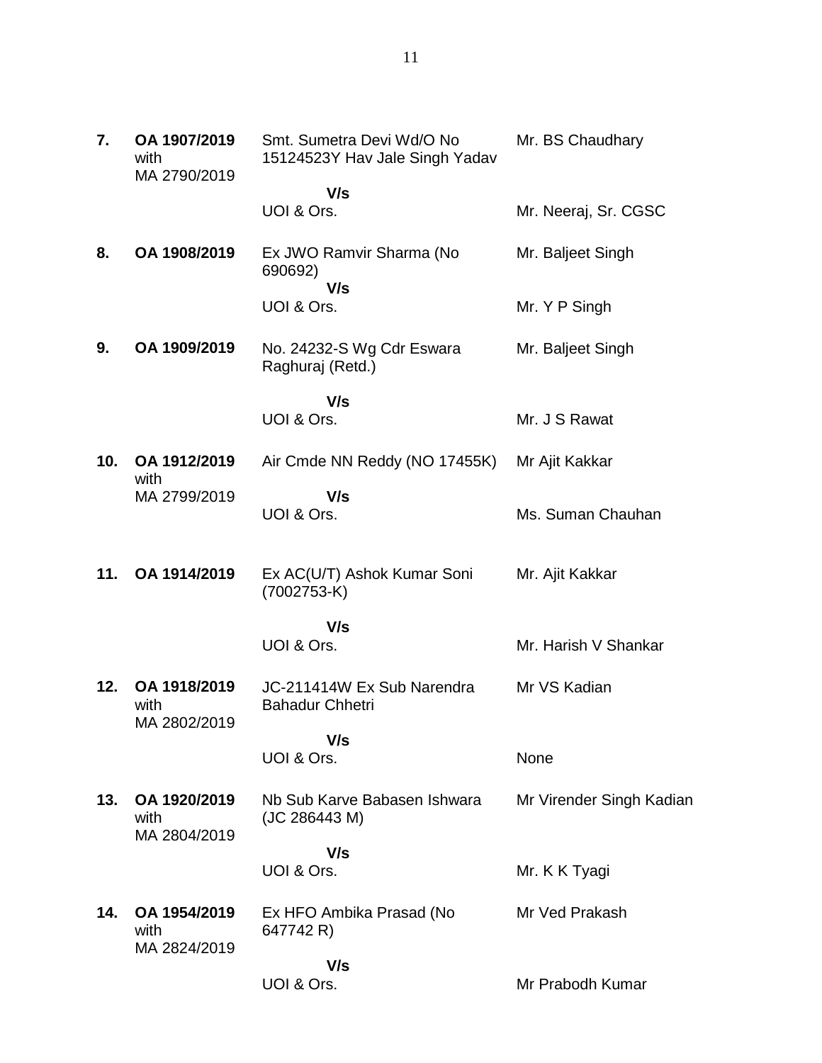| | | | |
|---|---|---|---|
| **7.** | **OA 1907/2019** with MA 2790/2019 | Smt. Sumetra Devi Wd/O No 15124523Y Hav Jale Singh Yadav<br>**V/s**<br>UOI & Ors. | Mr. BS Chaudhary<br><br>Mr. Neeraj, Sr. CGSC |
| **8.** | **OA 1908/2019** | Ex JWO Ramvir Sharma (No 690692)<br>**V/s**<br>UOI & Ors. | Mr. Baljeet Singh<br><br>Mr. Y P Singh |
| **9.** | **OA 1909/2019** | No. 24232-S Wg Cdr Eswara Raghuraj (Retd.)<br>**V/s**<br>UOI & Ors. | Mr. Baljeet Singh<br><br>Mr. J S Rawat |
| **10.** | **OA 1912/2019** with MA 2799/2019 | Air Cmde NN Reddy (NO 17455K)<br>**V/s**<br>UOI & Ors. | Mr Ajit Kakkar<br><br>Ms. Suman Chauhan |
| **11.** | **OA 1914/2019** | Ex AC(U/T) Ashok Kumar Soni (7002753-K)<br>**V/s**<br>UOI & Ors. | Mr. Ajit Kakkar<br><br>Mr. Harish V Shankar |
| **12.** | **OA 1918/2019** with MA 2802/2019 | JC-211414W Ex Sub Narendra Bahadur Chhetri<br>**V/s**<br>UOI & Ors. | Mr VS Kadian<br><br>None |
| **13.** | **OA 1920/2019** with MA 2804/2019 | Nb Sub Karve Babasen Ishwara (JC 286443 M)<br>**V/s**<br>UOI & Ors. | Mr Virender Singh Kadian<br><br>Mr. K K Tyagi |
| **14.** | **OA 1954/2019** with MA 2824/2019 | Ex HFO Ambika Prasad (No 647742 R)<br>**V/s**<br>UOI & Ors. | Mr Ved Prakash<br><br>Mr Prabodh Kumar |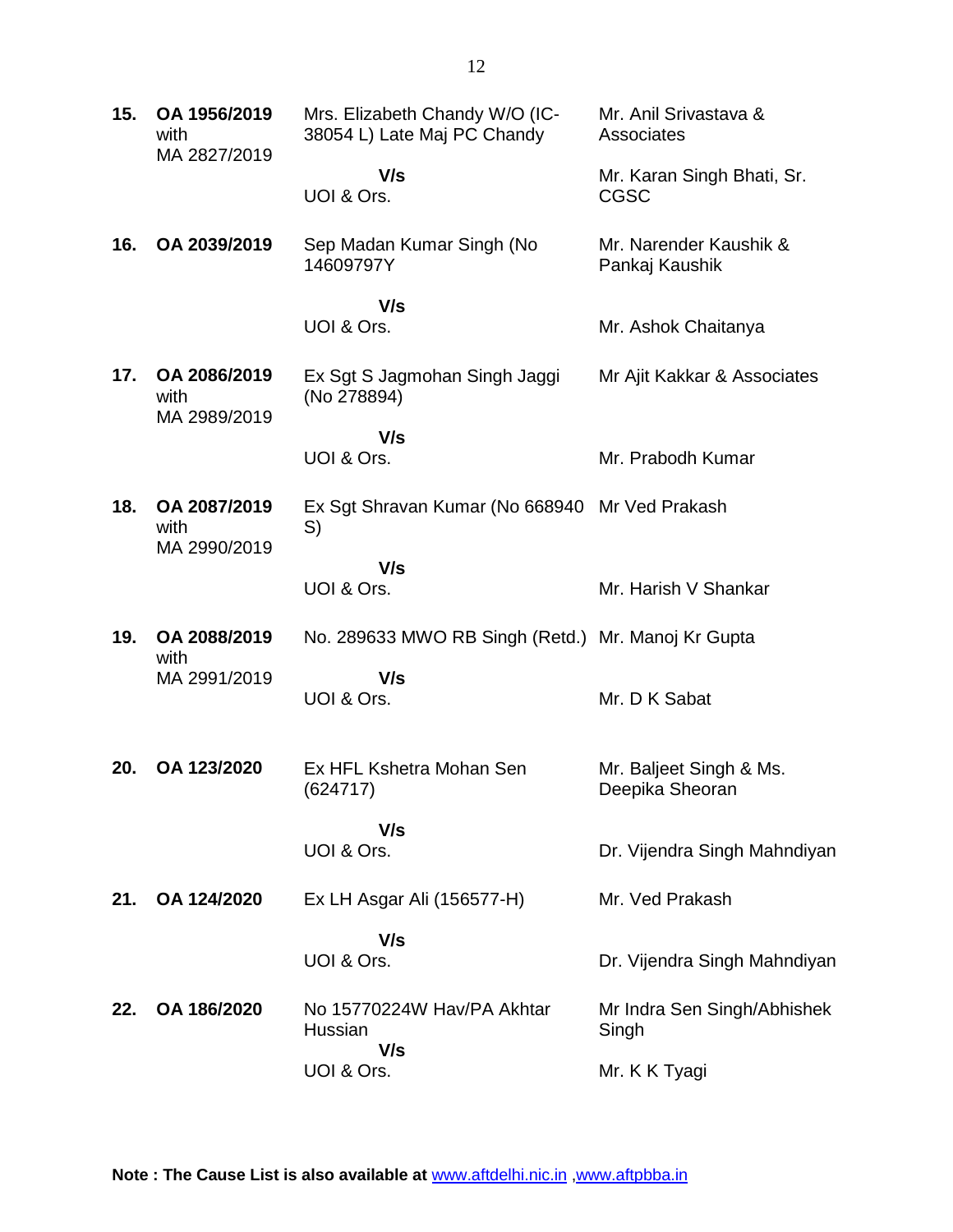| | | | |
|---|---|---|---|
| **15.** | **OA 1956/2019** with MA 2827/2019 | Mrs. Elizabeth Chandy W/O (IC-38054 L) Late Maj PC Chandy<br>**V/s**<br>UOI & Ors. | Mr. Anil Srivastava & Associates<br><br>Mr. Karan Singh Bhati, Sr. CGSC |
| **16.** | **OA 2039/2019** | Sep Madan Kumar Singh (No 14609797Y<br>**V/s**<br>UOI & Ors. | Mr. Narender Kaushik & Pankaj Kaushik<br><br>Mr. Ashok Chaitanya |
| **17.** | **OA 2086/2019** with MA 2989/2019 | Ex Sgt S Jagmohan Singh Jaggi (No 278894)<br>**V/s**<br>UOI & Ors. | Mr Ajit Kakkar & Associates<br><br>Mr. Prabodh Kumar |
| **18.** | **OA 2087/2019** with MA 2990/2019 | Ex Sgt Shravan Kumar (No 668940 S)<br>**V/s**<br>UOI & Ors. | Mr Ved Prakash<br><br>Mr. Harish V Shankar |
| **19.** | **OA 2088/2019** with MA 2991/2019 | No. 289633 MWO RB Singh (Retd.)<br>**V/s**<br>UOI & Ors. | Mr. Manoj Kr Gupta<br><br>Mr. D K Sabat |
| **20.** | **OA 123/2020** | Ex HFL Kshetra Mohan Sen (624717)<br>**V/s**<br>UOI & Ors. | Mr. Baljeet Singh & Ms. Deepika Sheoran<br><br>Dr. Vijendra Singh Mahndiyan |
| **21.** | **OA 124/2020** | Ex LH Asgar Ali (156577-H)<br>**V/s**<br>UOI & Ors. | Mr. Ved Prakash<br><br>Dr. Vijendra Singh Mahndiyan |
| **22.** | **OA 186/2020** | No 15770224W Hav/PA Akhtar Hussian<br>**V/s**<br>UOI & Ors. | Mr Indra Sen Singh/Abhishek Singh<br><br>Mr. K K Tyagi |

**Note : The Cause List is also available at** www.aftdelhi.nic.in ,www.aftpbba.in